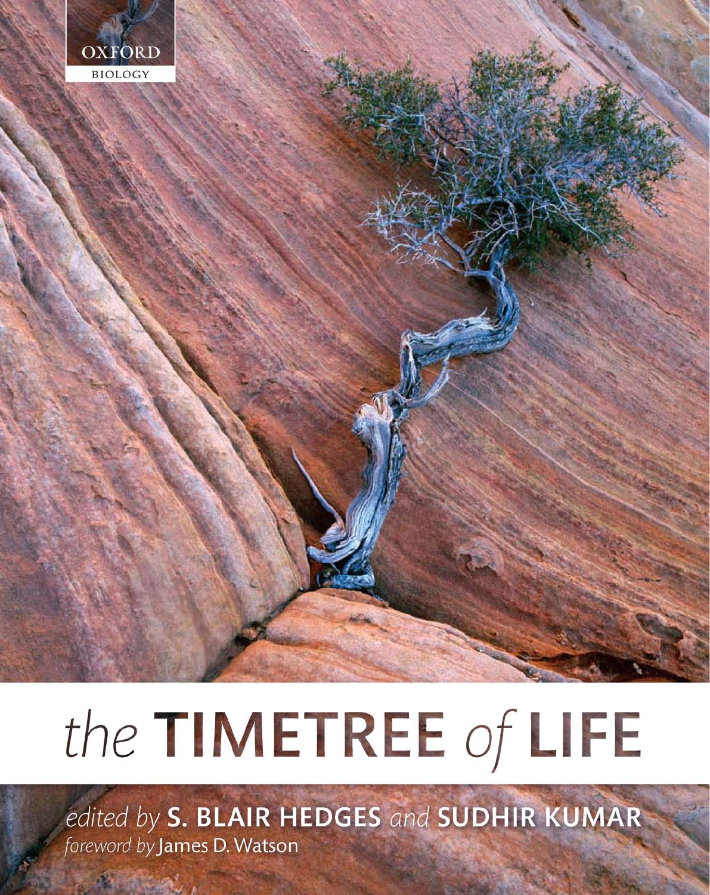OXFORD
BIOLOGY

# the TIMETREE of LIFE

*edited by* **S. BLAIR HEDGES** *and* **SUDHIR KUMAR**

*foreword by* James D. Watson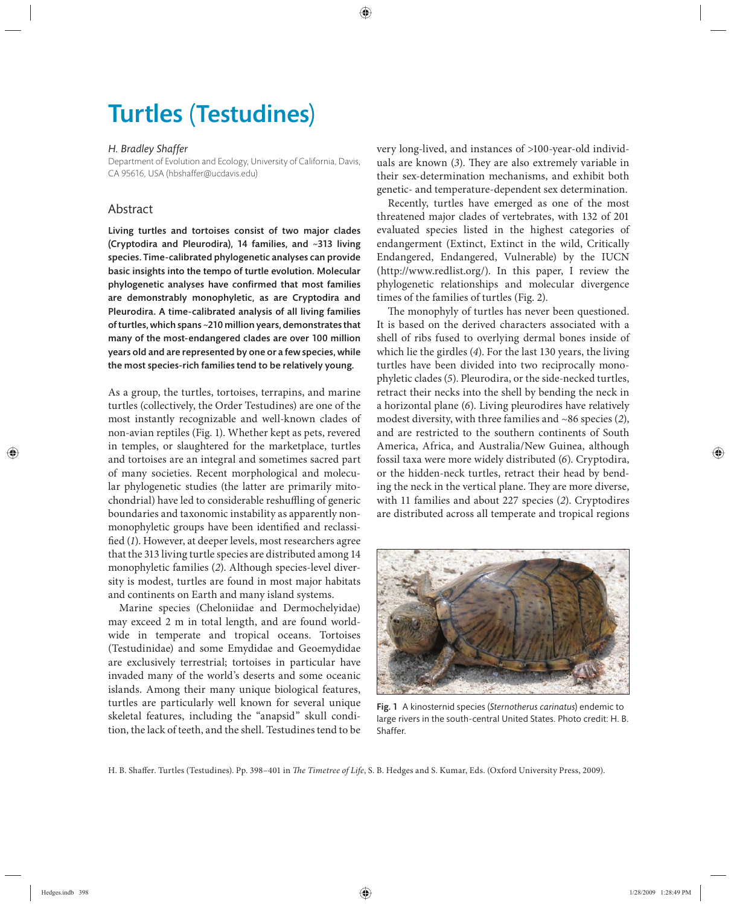# Turtles (Testudines)

*H. Bradley Shaffer*

Department of Evolution and Ecology, University of California, Davis, CA 95616, USA (hbshaffer@ucdavis.edu)

## Abstract

**Living turtles and tortoises consist of two major clades (Cryptodira and Pleurodira), 14 families, and ~313 living species. Time-calibrated phylogenetic analyses can provide basic insights into the tempo of turtle evolution. Molecular phylogenetic analyses have confirmed that most families are demonstrably monophyletic, as are Cryptodira and Pleurodira. A time-calibrated analysis of all living families of turtles, which spans ~210 million years, demonstrates that many of the most-endangered clades are over 100 million years old and are represented by one or a few species, while the most species-rich families tend to be relatively young.**

As a group, the turtles, tortoises, terrapins, and marine turtles (collectively, the Order Testudines) are one of the most instantly recognizable and well-known clades of non-avian reptiles (Fig. 1). Whether kept as pets, revered in temples, or slaughtered for the marketplace, turtles and tortoises are an integral and sometimes sacred part of many societies. Recent morphological and molecular phylogenetic studies (the latter are primarily mitochondrial) have led to considerable reshuffling of generic boundaries and taxonomic instability as apparently nonmonophyletic groups have been identified and reclassified (*1*). However, at deeper levels, most researchers agree that the 313 living turtle species are distributed among 14 monophyletic families (*2*). Although species-level diversity is modest, turtles are found in most major habitats and continents on Earth and many island systems.

Marine species (Cheloniidae and Dermochelyidae) may exceed 2 m in total length, and are found worldwide in temperate and tropical oceans. Tortoises (Testudinidae) and some Emydidae and Geoemydidae are exclusively terrestrial; tortoises in particular have invaded many of the world's deserts and some oceanic islands. Among their many unique biological features, turtles are particularly well known for several unique skeletal features, including the "anapsid" skull condition, the lack of teeth, and the shell. Testudines tend to be very long-lived, and instances of >100-year-old individuals are known (*3*). They are also extremely variable in their sex-determination mechanisms, and exhibit both genetic- and temperature-dependent sex determination.

Recently, turtles have emerged as one of the most threatened major clades of vertebrates, with 132 of 201 evaluated species listed in the highest categories of endangerment (Extinct, Extinct in the wild, Critically Endangered, Endangered, Vulnerable) by the IUCN (http://www.redlist.org/). In this paper, I review the phylogenetic relationships and molecular divergence times of the families of turtles (Fig. 2).

The monophyly of turtles has never been questioned. It is based on the derived characters associated with a shell of ribs fused to overlying dermal bones inside of which lie the girdles (*4*). For the last 130 years, the living turtles have been divided into two reciprocally monophyletic clades (*5*). Pleurodira, or the side-necked turtles, retract their necks into the shell by bending the neck in a horizontal plane (*6*). Living pleurodires have relatively modest diversity, with three families and ~86 species (*2*), and are restricted to the southern continents of South America, Africa, and Australia/New Guinea, although fossil taxa were more widely distributed (*6*). Cryptodira, or the hidden-neck turtles, retract their head by bending the neck in the vertical plane. They are more diverse, with 11 families and about 227 species (*2*). Cryptodires are distributed across all temperate and tropical regions

**Fig. 1** A kinosternid species (*Sternotherus carinatus*) endemic to large rivers in the south-central United States. Photo credit: H. B. Shaffer.

H. B. Shaffer. Turtles (Testudines). Pp. 398–401 in *The Timetree of Life*, S. B. Hedges and S. Kumar, Eds. (Oxford University Press, 2009).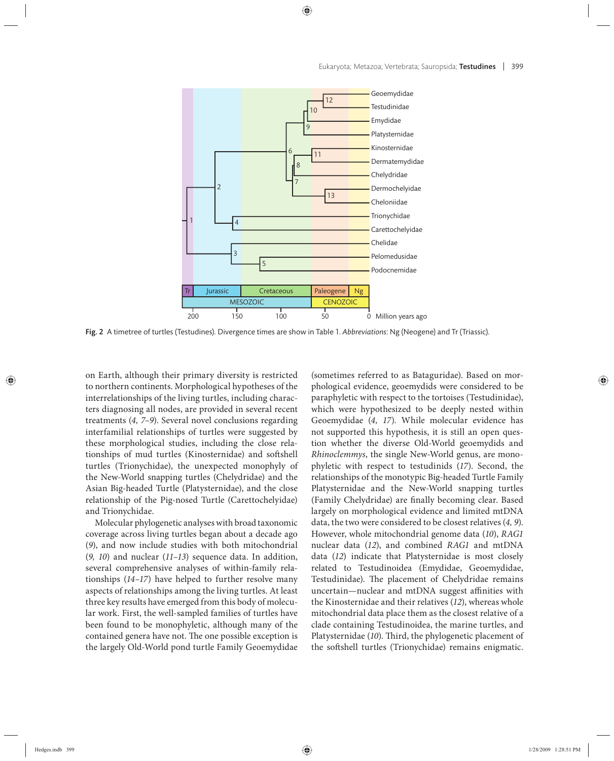**Fig. 2** A timetree of turtles (Testudines). Divergence times are show in Table 1. *Abbreviations*: Ng (Neogene) and Tr (Triassic).

on Earth, although their primary diversity is restricted to northern continents. Morphological hypotheses of the interrelationships of the living turtles, including characters diagnosing all nodes, are provided in several recent treatments (*4, 7–9*). Several novel conclusions regarding interfamilial relationships of turtles were suggested by these morphological studies, including the close relationships of mud turtles (Kinosternidae) and softshell turtles (Trionychidae), the unexpected monophyly of the New-World snapping turtles (Chelydridae) and the Asian Big-headed Turtle (Platysternidae), and the close relationship of the Pig-nosed Turtle (Carettochelyidae) and Trionychidae.

Molecular phylogenetic analyses with broad taxonomic coverage across living turtles began about a decade ago (*9*), and now include studies with both mitochondrial (*9, 10*) and nuclear (*11–13*) sequence data. In addition, several comprehensive analyses of within-family relationships (*14–17*) have helped to further resolve many aspects of relationships among the living turtles. At least three key results have emerged from this body of molecular work. First, the well-sampled families of turtles have been found to be monophyletic, although many of the contained genera have not. The one possible exception is the largely Old-World pond turtle Family Geoemydidae (sometimes referred to as Bataguridae). Based on morphological evidence, geoemydids were considered to be paraphyletic with respect to the tortoises (Testudinidae), which were hypothesized to be deeply nested within Geoemydidae (*4, 17*). While molecular evidence has not supported this hypothesis, it is still an open question whether the diverse Old-World geoemydids and *Rhinoclemmys*, the single New-World genus, are monophyletic with respect to testudinids (*17*). Second, the relationships of the monotypic Big-headed Turtle Family Platysternidae and the New-World snapping turtles (Family Chelydridae) are finally becoming clear. Based largely on morphological evidence and limited mtDNA data, the two were considered to be closest relatives (*4, 9*). However, whole mitochondrial genome data (*10*), *RAG1* nuclear data (*12*), and combined *RAG1* and mtDNA data (*12*) indicate that Platysternidae is most closely related to Testudinoidea (Emydidae, Geoemydidae, Testudinidae). The placement of Chelydridae remains uncertain—nuclear and mtDNA suggest affinities with the Kinosternidae and their relatives (*12*), whereas whole mitochondrial data place them as the closest relative of a clade containing Testudinoidea, the marine turtles, and Platysternidae (*10*). Third, the phylogenetic placement of the softshell turtles (Trionychidae) remains enigmatic.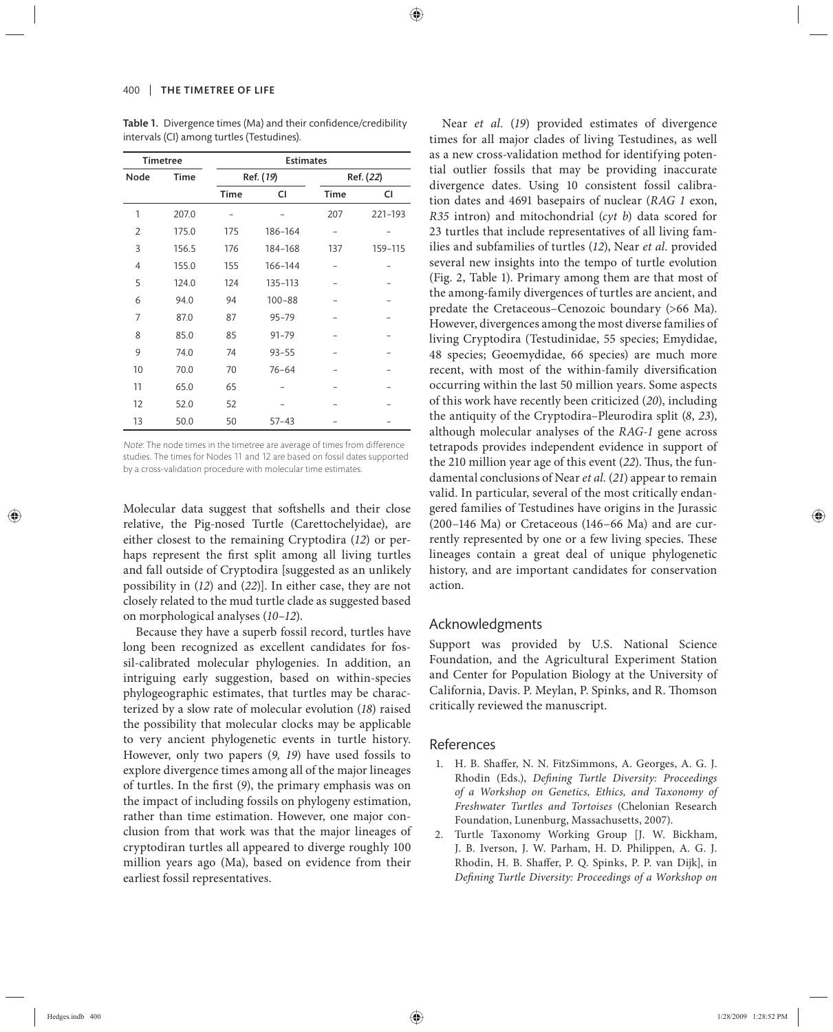**Table 1.** Divergence times (Ma) and their confidence/credibility intervals (CI) among turtles (Testudines).

| Timetree | | Estimates | | | |
|---|---|---|---|---|---|
| | | Ref. (*19*) | | Ref. (*22*) | |
| Node | Time | Time | CI | Time | CI |
| 1 | 207.0 | – | – | 207 | 221–193 |
| 2 | 175.0 | 175 | 186–164 | – | – |
| 3 | 156.5 | 176 | 184–168 | 137 | 159–115 |
| 4 | 155.0 | 155 | 166–144 | – | – |
| 5 | 124.0 | 124 | 135–113 | – | – |
| 6 | 94.0 | 94 | 100–88 | – | – |
| 7 | 87.0 | 87 | 95–79 | – | – |
| 8 | 85.0 | 85 | 91–79 | – | – |
| 9 | 74.0 | 74 | 93–55 | – | – |
| 10 | 70.0 | 70 | 76–64 | – | – |
| 11 | 65.0 | 65 | – | – | – |
| 12 | 52.0 | 52 | – | – | – |
| 13 | 50.0 | 50 | 57–43 | – | – |

*Note*: The node times in the timetree are average of times from difference studies. The times for Nodes 11 and 12 are based on fossil dates supported by a cross-validation procedure with molecular time estimates.

Molecular data suggest that softshells and their close relative, the Pig-nosed Turtle (Carettochelyidae), are either closest to the remaining Cryptodira (*12*) or perhaps represent the first split among all living turtles and fall outside of Cryptodira [suggested as an unlikely possibility in (*12*) and (*22*)]. In either case, they are not closely related to the mud turtle clade as suggested based on morphological analyses (*10–12*).

Because they have a superb fossil record, turtles have long been recognized as excellent candidates for fossil-calibrated molecular phylogenies. In addition, an intriguing early suggestion, based on within-species phylogeographic estimates, that turtles may be characterized by a slow rate of molecular evolution (*18*) raised the possibility that molecular clocks may be applicable to very ancient phylogenetic events in turtle history. However, only two papers (*9, 19*) have used fossils to explore divergence times among all of the major lineages of turtles. In the first (*9*), the primary emphasis was on the impact of including fossils on phylogeny estimation, rather than time estimation. However, one major conclusion from that work was that the major lineages of cryptodiran turtles all appeared to diverge roughly 100 million years ago (Ma), based on evidence from their earliest fossil representatives.

Near *et al.* (*19*) provided estimates of divergence times for all major clades of living Testudines, as well as a new cross-validation method for identifying potential outlier fossils that may be providing inaccurate divergence dates. Using 10 consistent fossil calibration dates and 4691 basepairs of nuclear (*RAG 1* exon, *R35* intron) and mitochondrial (*cyt b*) data scored for 23 turtles that include representatives of all living families and subfamilies of turtles (*12*), Near *et al.* provided several new insights into the tempo of turtle evolution (Fig. 2, Table 1). Primary among them are that most of the among-family divergences of turtles are ancient, and predate the Cretaceous–Cenozoic boundary (>66 Ma). However, divergences among the most diverse families of living Cryptodira (Testudinidae, 55 species; Emydidae, 48 species; Geoemydidae, 66 species) are much more recent, with most of the within-family diversification occurring within the last 50 million years. Some aspects of this work have recently been criticized (*20*), including the antiquity of the Cryptodira–Pleurodira split (*8*, *23*), although molecular analyses of the *RAG-1* gene across tetrapods provides independent evidence in support of the 210 million year age of this event (*22*). Thus, the fundamental conclusions of Near *et al.* (*21*) appear to remain valid. In particular, several of the most critically endangered families of Testudines have origins in the Jurassic (200–146 Ma) or Cretaceous (146–66 Ma) and are currently represented by one or a few living species. These lineages contain a great deal of unique phylogenetic history, and are important candidates for conservation action.

## Acknowledgments

Support was provided by U.S. National Science Foundation, and the Agricultural Experiment Station and Center for Population Biology at the University of California, Davis. P. Meylan, P. Spinks, and R. Thomson critically reviewed the manuscript.

## References

1. H. B. Shaffer, N. N. FitzSimmons, A. Georges, A. G. J. Rhodin (Eds.), *Defining Turtle Diversity: Proceedings of a Workshop on Genetics, Ethics, and Taxonomy of Freshwater Turtles and Tortoises* (Chelonian Research Foundation, Lunenburg, Massachusetts, 2007).
2. Turtle Taxonomy Working Group [J. W. Bickham, J. B. Iverson, J. W. Parham, H. D. Philippen, A. G. J. Rhodin, H. B. Shaffer, P. Q. Spinks, P. P. van Dijk], in *Defining Turtle Diversity: Proceedings of a Workshop on*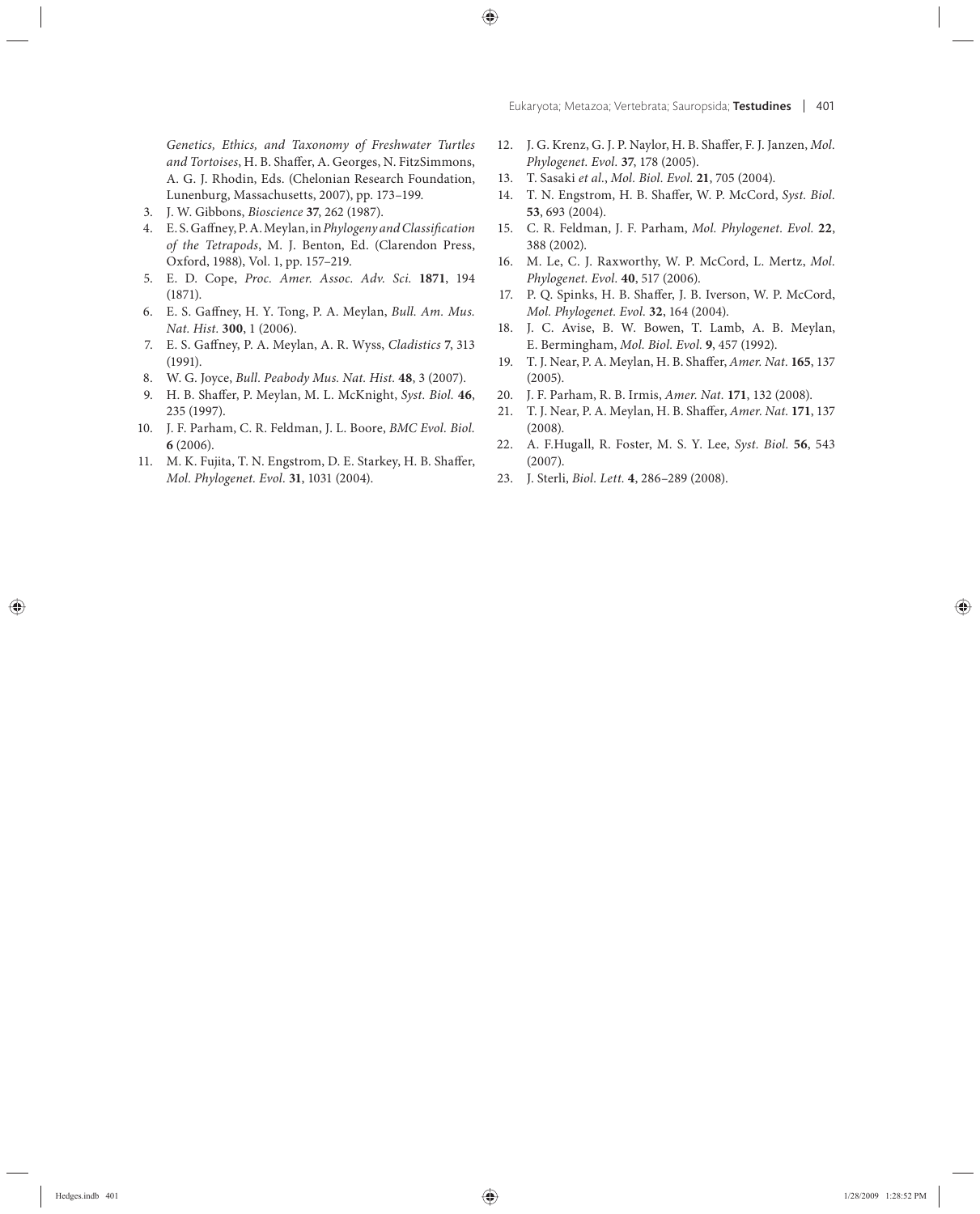*Genetics, Ethics, and Taxonomy of Freshwater Turtles and Tortoises*, H. B. Shaffer, A. Georges, N. FitzSimmons, A. G. J. Rhodin, Eds. (Chelonian Research Foundation, Lunenburg, Massachusetts, 2007), pp. 173–199.

3. J. W. Gibbons, *Bioscience* **37**, 262 (1987).
4. E. S. Gaffney, P. A. Meylan, in *Phylogeny and Classification of the Tetrapods*, M. J. Benton, Ed. (Clarendon Press, Oxford, 1988), Vol. 1, pp. 157–219.
5. E. D. Cope, *Proc. Amer. Assoc. Adv. Sci.* **1871**, 194 (1871).
6. E. S. Gaffney, H. Y. Tong, P. A. Meylan, *Bull. Am. Mus. Nat. Hist.* **300**, 1 (2006).
7. E. S. Gaffney, P. A. Meylan, A. R. Wyss, *Cladistics* **7**, 313 (1991).
8. W. G. Joyce, *Bull. Peabody Mus. Nat. Hist.* **48**, 3 (2007).
9. H. B. Shaffer, P. Meylan, M. L. McKnight, *Syst. Biol.* **46**, 235 (1997).
10. J. F. Parham, C. R. Feldman, J. L. Boore, *BMC Evol. Biol.* **6** (2006).
11. M. K. Fujita, T. N. Engstrom, D. E. Starkey, H. B. Shaffer, *Mol. Phylogenet. Evol.* **31**, 1031 (2004).
12. J. G. Krenz, G. J. P. Naylor, H. B. Shaffer, F. J. Janzen, *Mol. Phylogenet. Evol.* **37**, 178 (2005).
13. T. Sasaki *et al.*, *Mol. Biol. Evol.* **21**, 705 (2004).
14. T. N. Engstrom, H. B. Shaffer, W. P. McCord, *Syst. Biol.* **53**, 693 (2004).
15. C. R. Feldman, J. F. Parham, *Mol. Phylogenet. Evol.* **22**, 388 (2002).
16. M. Le, C. J. Raxworthy, W. P. McCord, L. Mertz, *Mol. Phylogenet. Evol.* **40**, 517 (2006).
17. P. Q. Spinks, H. B. Shaffer, J. B. Iverson, W. P. McCord, *Mol. Phylogenet. Evol.* **32**, 164 (2004).
18. J. C. Avise, B. W. Bowen, T. Lamb, A. B. Meylan, E. Bermingham, *Mol. Biol. Evol.* **9**, 457 (1992).
19. T. J. Near, P. A. Meylan, H. B. Shaffer, *Amer. Nat.* **165**, 137 (2005).
20. J. F. Parham, R. B. Irmis, *Amer. Nat.* **171**, 132 (2008).
21. T. J. Near, P. A. Meylan, H. B. Shaffer, *Amer. Nat.* **171**, 137 (2008).
22. A. F.Hugall, R. Foster, M. S. Y. Lee, *Syst. Biol.* **56**, 543 (2007).
23. J. Sterli, *Biol. Lett.* **4**, 286–289 (2008).